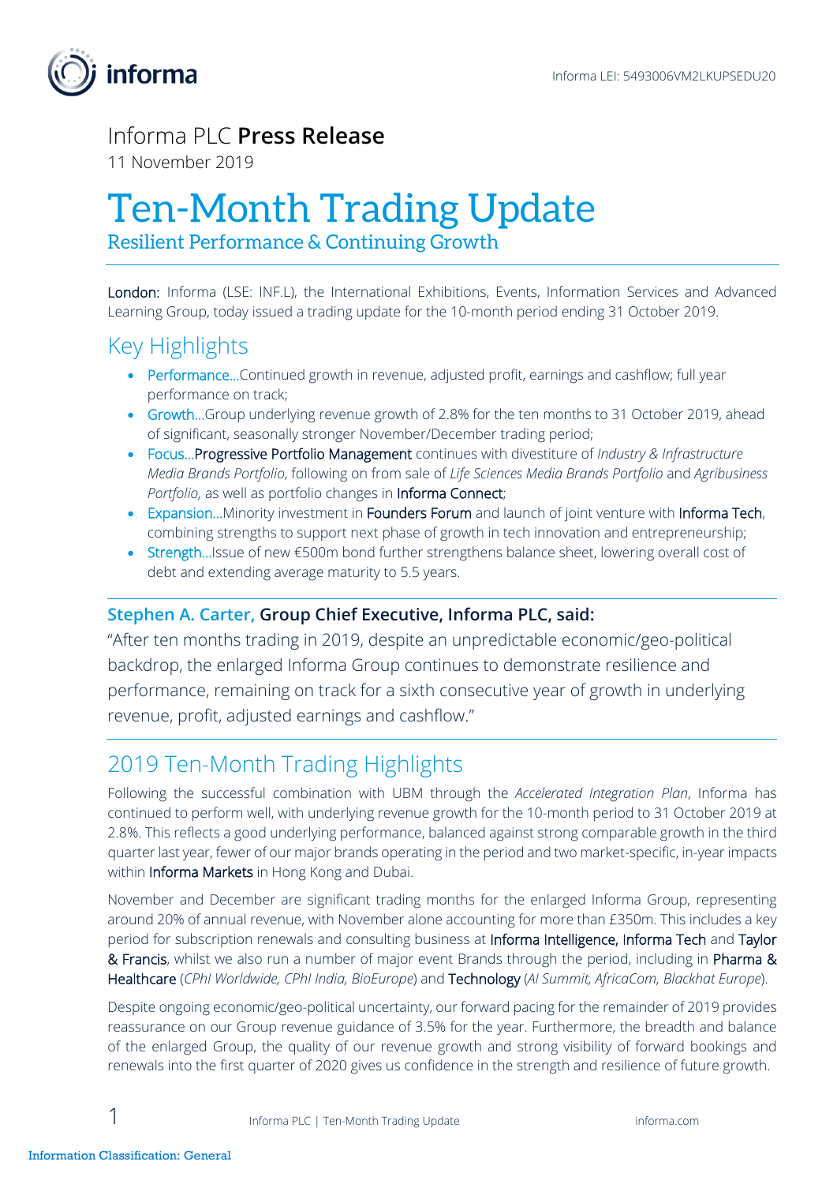Informa LEI: 5493006VM2LKUPSEDU20

Informa PLC **Press Release**

11 November 2019

# Ten-Month Trading Update

## Resilient Performance & Continuing Growth

**London:** Informa (LSE: INF.L), the International Exhibitions, Events, Information Services and Advanced Learning Group, today issued a trading update for the 10-month period ending 31 October 2019.

## Key Highlights

- Performance…Continued growth in revenue, adjusted profit, earnings and cashflow; full year performance on track;
- Growth…Group underlying revenue growth of 2.8% for the ten months to 31 October 2019, ahead of significant, seasonally stronger November/December trading period;
- Focus…Progressive Portfolio Management continues with divestiture of *Industry & Infrastructure Media Brands Portfolio*, following on from sale of *Life Sciences Media Brands Portfolio* and *Agribusiness Portfolio,* as well as portfolio changes in Informa Connect;
- Expansion…Minority investment in Founders Forum and launch of joint venture with Informa Tech, combining strengths to support next phase of growth in tech innovation and entrepreneurship;
- Strength…Issue of new €500m bond further strengthens balance sheet, lowering overall cost of debt and extending average maturity to 5.5 years.

**Stephen A. Carter, Group Chief Executive, Informa PLC, said:**

"After ten months trading in 2019, despite an unpredictable economic/geo-political backdrop, the enlarged Informa Group continues to demonstrate resilience and performance, remaining on track for a sixth consecutive year of growth in underlying revenue, profit, adjusted earnings and cashflow."

## 2019 Ten-Month Trading Highlights

Following the successful combination with UBM through the *Accelerated Integration Plan*, Informa has continued to perform well, with underlying revenue growth for the 10-month period to 31 October 2019 at 2.8%. This reflects a good underlying performance, balanced against strong comparable growth in the third quarter last year, fewer of our major brands operating in the period and two market-specific, in-year impacts within Informa Markets in Hong Kong and Dubai.

November and December are significant trading months for the enlarged Informa Group, representing around 20% of annual revenue, with November alone accounting for more than £350m. This includes a key period for subscription renewals and consulting business at Informa Intelligence, Informa Tech and Taylor & Francis, whilst we also run a number of major event Brands through the period, including in Pharma & Healthcare (*CPhI Worldwide, CPhI India, BioEurope*) and Technology (*AI Summit, AfricaCom, Blackhat Europe*).

Despite ongoing economic/geo-political uncertainty, our forward pacing for the remainder of 2019 provides reassurance on our Group revenue guidance of 3.5% for the year. Furthermore, the breadth and balance of the enlarged Group, the quality of our revenue growth and strong visibility of forward bookings and renewals into the first quarter of 2020 gives us confidence in the strength and resilience of future growth.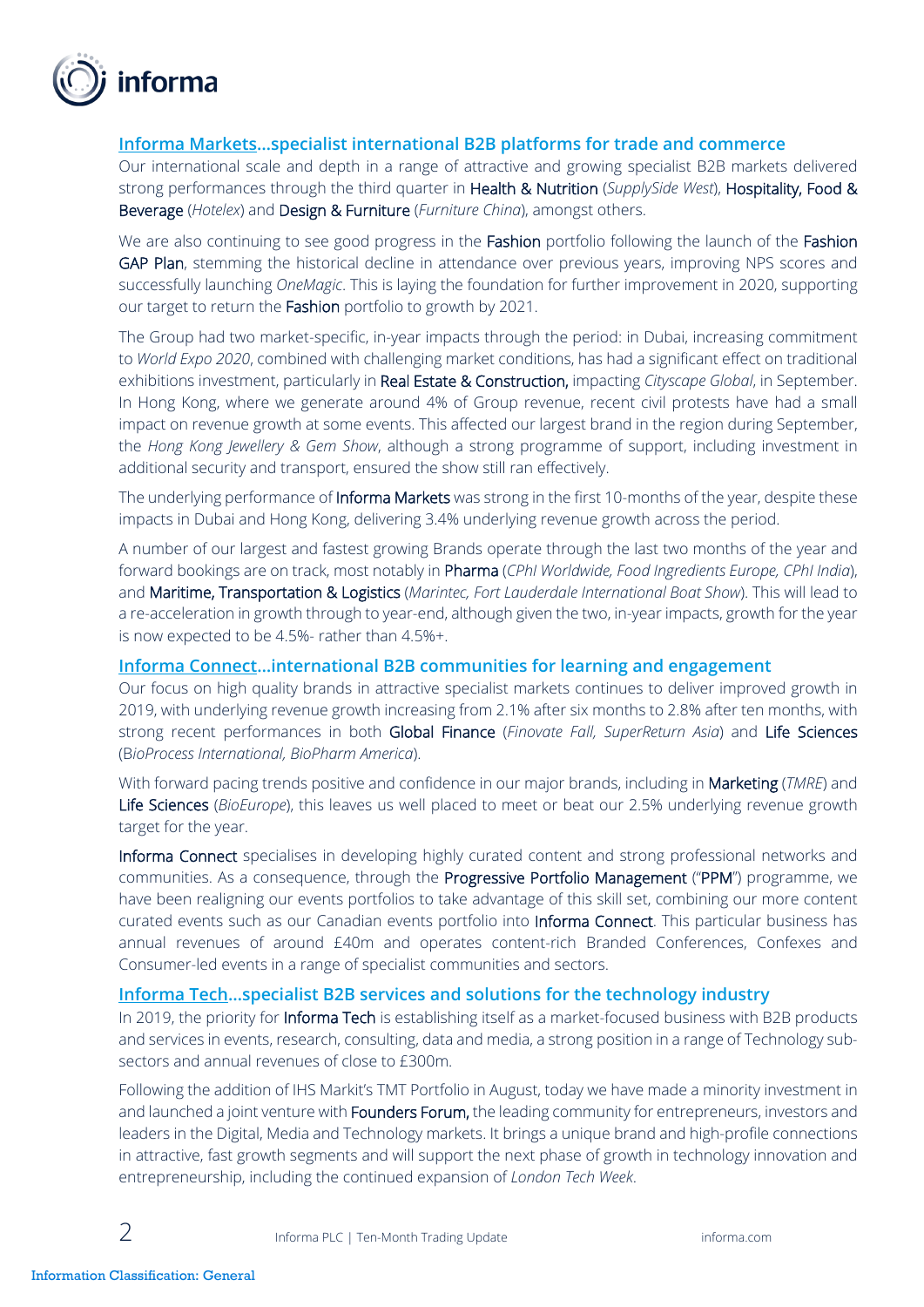## Informa Markets…specialist international B2B platforms for trade and commerce

Our international scale and depth in a range of attractive and growing specialist B2B markets delivered strong performances through the third quarter in Health & Nutrition (*SupplySide West*), Hospitality, Food & Beverage (*Hotelex*) and Design & Furniture (*Furniture China*), amongst others.

We are also continuing to see good progress in the Fashion portfolio following the launch of the Fashion GAP Plan, stemming the historical decline in attendance over previous years, improving NPS scores and successfully launching *OneMagic*. This is laying the foundation for further improvement in 2020, supporting our target to return the Fashion portfolio to growth by 2021.

The Group had two market-specific, in-year impacts through the period: in Dubai, increasing commitment to *World Expo 2020*, combined with challenging market conditions, has had a significant effect on traditional exhibitions investment, particularly in Real Estate & Construction, impacting *Cityscape Global*, in September. In Hong Kong, where we generate around 4% of Group revenue, recent civil protests have had a small impact on revenue growth at some events. This affected our largest brand in the region during September, the *Hong Kong Jewellery & Gem Show*, although a strong programme of support, including investment in additional security and transport, ensured the show still ran effectively.

The underlying performance of Informa Markets was strong in the first 10-months of the year, despite these impacts in Dubai and Hong Kong, delivering 3.4% underlying revenue growth across the period.

A number of our largest and fastest growing Brands operate through the last two months of the year and forward bookings are on track, most notably in Pharma (*CPhI Worldwide, Food Ingredients Europe, CPhI India*), and Maritime, Transportation & Logistics (*Marintec, Fort Lauderdale International Boat Show*). This will lead to a re-acceleration in growth through to year-end, although given the two, in-year impacts, growth for the year is now expected to be 4.5%- rather than 4.5%+.

## Informa Connect…international B2B communities for learning and engagement

Our focus on high quality brands in attractive specialist markets continues to deliver improved growth in 2019, with underlying revenue growth increasing from 2.1% after six months to 2.8% after ten months, with strong recent performances in both Global Finance (*Finovate Fall, SuperReturn Asia*) and Life Sciences (*BioProcess International, BioPharm America*).

With forward pacing trends positive and confidence in our major brands, including in Marketing (*TMRE*) and Life Sciences (*BioEurope*), this leaves us well placed to meet or beat our 2.5% underlying revenue growth target for the year.

Informa Connect specialises in developing highly curated content and strong professional networks and communities. As a consequence, through the Progressive Portfolio Management ("PPM") programme, we have been realigning our events portfolios to take advantage of this skill set, combining our more content curated events such as our Canadian events portfolio into Informa Connect. This particular business has annual revenues of around £40m and operates content-rich Branded Conferences, Confexes and Consumer-led events in a range of specialist communities and sectors.

## Informa Tech…specialist B2B services and solutions for the technology industry

In 2019, the priority for Informa Tech is establishing itself as a market-focused business with B2B products and services in events, research, consulting, data and media, a strong position in a range of Technology sub-sectors and annual revenues of close to £300m.

Following the addition of IHS Markit's TMT Portfolio in August, today we have made a minority investment in and launched a joint venture with Founders Forum, the leading community for entrepreneurs, investors and leaders in the Digital, Media and Technology markets. It brings a unique brand and high-profile connections in attractive, fast growth segments and will support the next phase of growth in technology innovation and entrepreneurship, including the continued expansion of *London Tech Week*.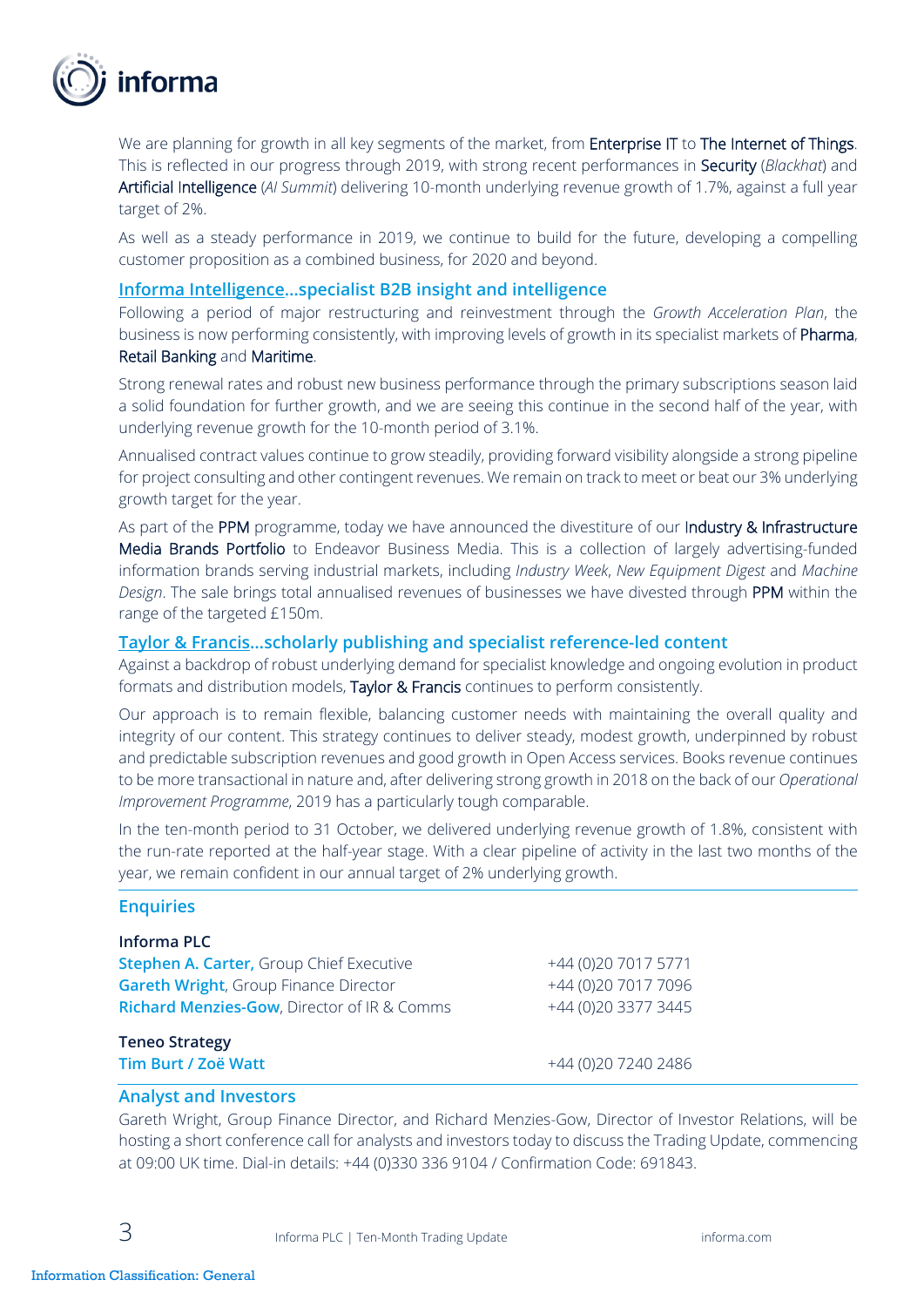We are planning for growth in all key segments of the market, from Enterprise IT to The Internet of Things. This is reflected in our progress through 2019, with strong recent performances in Security (*Blackhat*) and Artificial Intelligence (*AI Summit*) delivering 10-month underlying revenue growth of 1.7%, against a full year target of 2%.

As well as a steady performance in 2019, we continue to build for the future, developing a compelling customer proposition as a combined business, for 2020 and beyond.

### Informa Intelligence…specialist B2B insight and intelligence

Following a period of major restructuring and reinvestment through the *Growth Acceleration Plan*, the business is now performing consistently, with improving levels of growth in its specialist markets of Pharma, Retail Banking and Maritime.

Strong renewal rates and robust new business performance through the primary subscriptions season laid a solid foundation for further growth, and we are seeing this continue in the second half of the year, with underlying revenue growth for the 10-month period of 3.1%.

Annualised contract values continue to grow steadily, providing forward visibility alongside a strong pipeline for project consulting and other contingent revenues. We remain on track to meet or beat our 3% underlying growth target for the year.

As part of the PPM programme, today we have announced the divestiture of our Industry & Infrastructure Media Brands Portfolio to Endeavor Business Media. This is a collection of largely advertising-funded information brands serving industrial markets, including *Industry Week*, *New Equipment Digest* and *Machine Design*. The sale brings total annualised revenues of businesses we have divested through PPM within the range of the targeted £150m.

### Taylor & Francis…scholarly publishing and specialist reference-led content

Against a backdrop of robust underlying demand for specialist knowledge and ongoing evolution in product formats and distribution models, Taylor & Francis continues to perform consistently.

Our approach is to remain flexible, balancing customer needs with maintaining the overall quality and integrity of our content. This strategy continues to deliver steady, modest growth, underpinned by robust and predictable subscription revenues and good growth in Open Access services. Books revenue continues to be more transactional in nature and, after delivering strong growth in 2018 on the back of our *Operational Improvement Programme*, 2019 has a particularly tough comparable.

In the ten-month period to 31 October, we delivered underlying revenue growth of 1.8%, consistent with the run-rate reported at the half-year stage. With a clear pipeline of activity in the last two months of the year, we remain confident in our annual target of 2% underlying growth.

---

### Enquiries

**Informa PLC**

| | |
|---|---|
| **Stephen A. Carter,** Group Chief Executive | +44 (0)20 7017 5771 |
| **Gareth Wright**, Group Finance Director | +44 (0)20 7017 7096 |
| **Richard Menzies-Gow**, Director of IR & Comms | +44 (0)20 3377 3445 |

**Teneo Strategy**

| | |
|---|---|
| **Tim Burt / Zoë Watt** | +44 (0)20 7240 2486 |

---

### Analyst and Investors

Gareth Wright, Group Finance Director, and Richard Menzies-Gow, Director of Investor Relations, will be hosting a short conference call for analysts and investors today to discuss the Trading Update, commencing at 09:00 UK time. Dial-in details: +44 (0)330 336 9104 / Confirmation Code: 691843.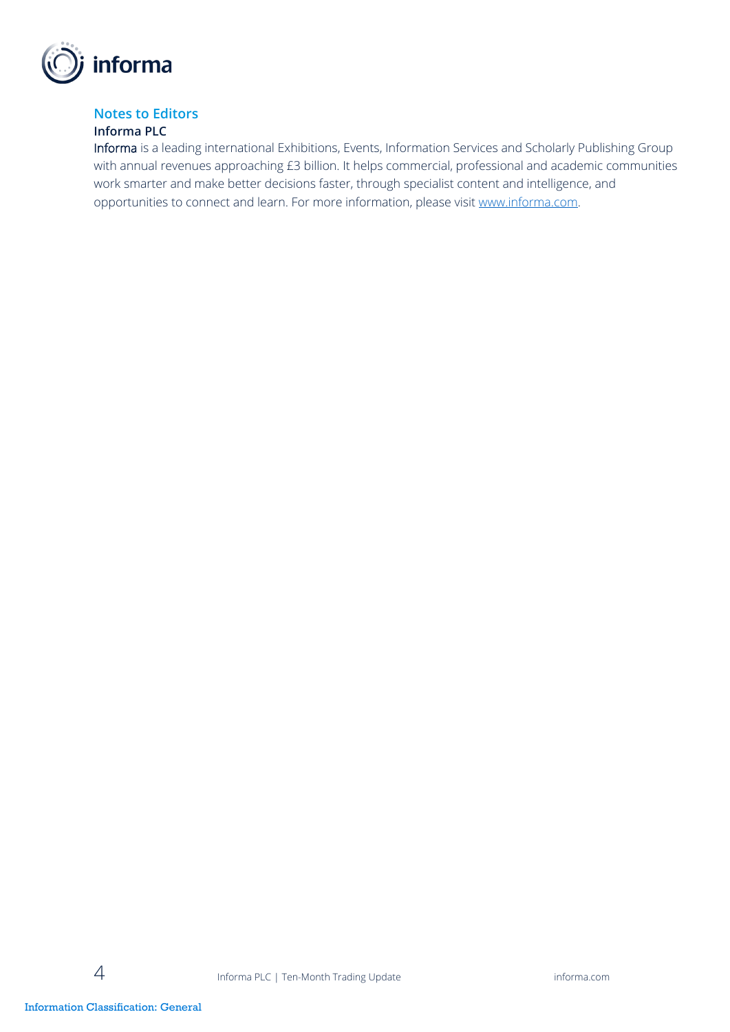## Notes to Editors

**Informa PLC**

Informa is a leading international Exhibitions, Events, Information Services and Scholarly Publishing Group with annual revenues approaching £3 billion. It helps commercial, professional and academic communities work smarter and make better decisions faster, through specialist content and intelligence, and opportunities to connect and learn. For more information, please visit [www.informa.com](http://www.informa.com).